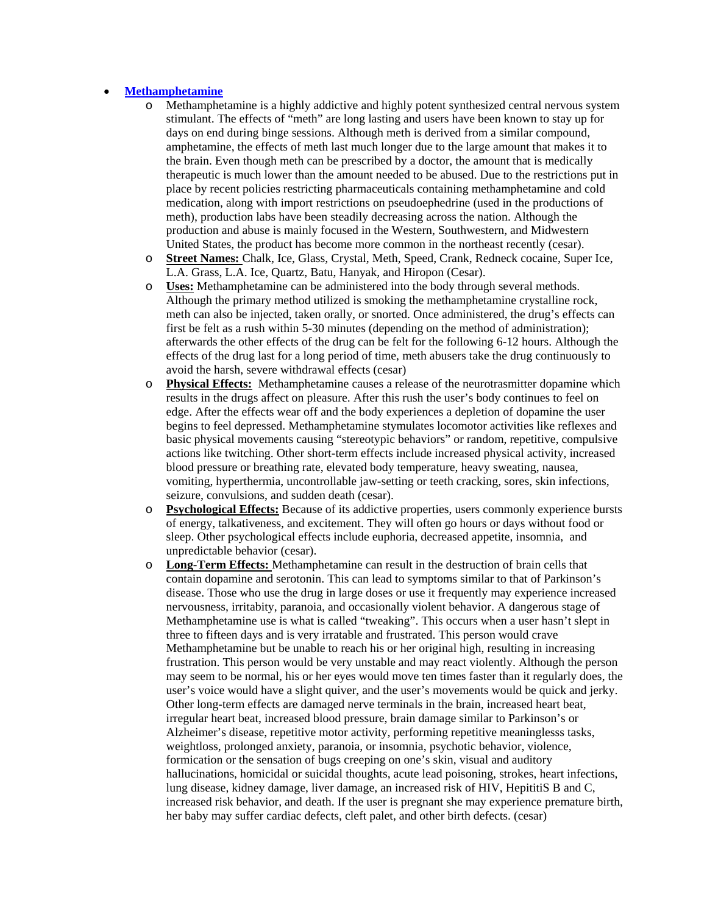- **Methamphetamine**
  - Methamphetamine is a highly addictive and highly potent synthesized central nervous system stimulant. The effects of "meth" are long lasting and users have been known to stay up for days on end during binge sessions. Although meth is derived from a similar compound, amphetamine, the effects of meth last much longer due to the large amount that makes it to the brain. Even though meth can be prescribed by a doctor, the amount that is medically therapeutic is much lower than the amount needed to be abused. Due to the restrictions put in place by recent policies restricting pharmaceuticals containing methamphetamine and cold medication, along with import restrictions on pseudoephedrine (used in the productions of meth), production labs have been steadily decreasing across the nation. Although the production and abuse is mainly focused in the Western, Southwestern, and Midwestern United States, the product has become more common in the northeast recently (cesar).
  - **Street Names:** Chalk, Ice, Glass, Crystal, Meth, Speed, Crank, Redneck cocaine, Super Ice, L.A. Grass, L.A. Ice, Quartz, Batu, Hanyak, and Hiropon (Cesar).
  - **Uses:** Methamphetamine can be administered into the body through several methods. Although the primary method utilized is smoking the methamphetamine crystalline rock, meth can also be injected, taken orally, or snorted. Once administered, the drug's effects can first be felt as a rush within 5-30 minutes (depending on the method of administration); afterwards the other effects of the drug can be felt for the following 6-12 hours. Although the effects of the drug last for a long period of time, meth abusers take the drug continuously to avoid the harsh, severe withdrawal effects (cesar)
  - **Physical Effects:** Methamphetamine causes a release of the neurotrasmitter dopamine which results in the drugs affect on pleasure. After this rush the user's body continues to feel on edge. After the effects wear off and the body experiences a depletion of dopamine the user begins to feel depressed. Methamphetamine stymulates locomotor activities like reflexes and basic physical movements causing "stereotypic behaviors" or random, repetitive, compulsive actions like twitching. Other short-term effects include increased physical activity, increased blood pressure or breathing rate, elevated body temperature, heavy sweating, nausea, vomiting, hyperthermia, uncontrollable jaw-setting or teeth cracking, sores, skin infections, seizure, convulsions, and sudden death (cesar).
  - **Psychological Effects:** Because of its addictive properties, users commonly experience bursts of energy, talkativeness, and excitement. They will often go hours or days without food or sleep. Other psychological effects include euphoria, decreased appetite, insomnia, and unpredictable behavior (cesar).
  - **Long-Term Effects:** Methamphetamine can result in the destruction of brain cells that contain dopamine and serotonin. This can lead to symptoms similar to that of Parkinson's disease. Those who use the drug in large doses or use it frequently may experience increased nervousness, irritabity, paranoia, and occasionally violent behavior. A dangerous stage of Methamphetamine use is what is called "tweaking". This occurs when a user hasn't slept in three to fifteen days and is very irratable and frustrated. This person would crave Methamphetamine but be unable to reach his or her original high, resulting in increasing frustration. This person would be very unstable and may react violently. Although the person may seem to be normal, his or her eyes would move ten times faster than it regularly does, the user's voice would have a slight quiver, and the user's movements would be quick and jerky. Other long-term effects are damaged nerve terminals in the brain, increased heart beat, irregular heart beat, increased blood pressure, brain damage similar to Parkinson's or Alzheimer's disease, repetitive motor activity, performing repetitive meaninglesss tasks, weightloss, prolonged anxiety, paranoia, or insomnia, psychotic behavior, violence, formication or the sensation of bugs creeping on one's skin, visual and auditory hallucinations, homicidal or suicidal thoughts, acute lead poisoning, strokes, heart infections, lung disease, kidney damage, liver damage, an increased risk of HIV, HepititiS B and C, increased risk behavior, and death. If the user is pregnant she may experience premature birth, her baby may suffer cardiac defects, cleft palet, and other birth defects. (cesar)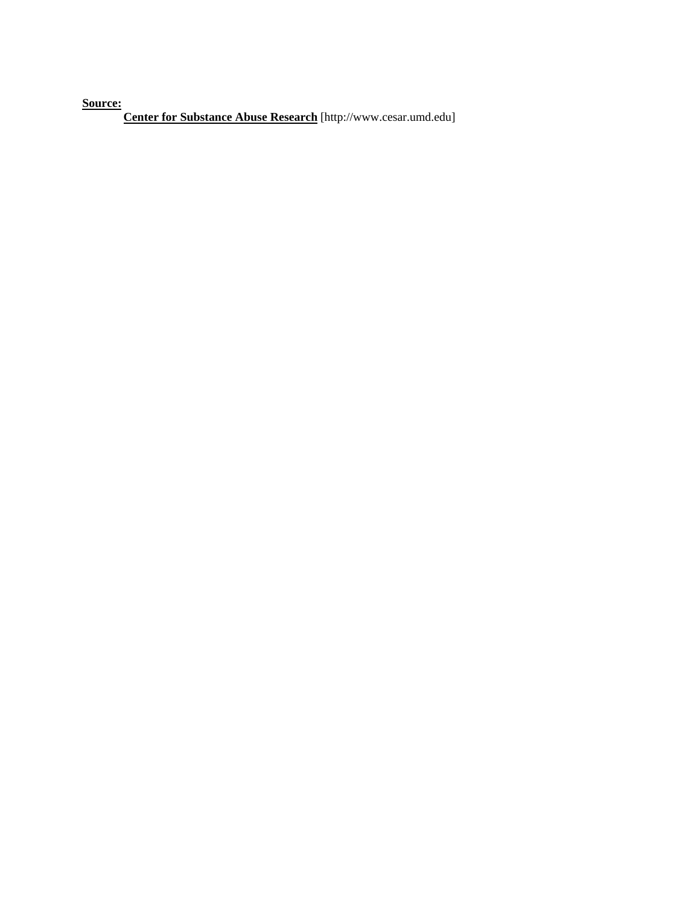**Source:**

**Center for Substance Abuse Research** [http://www.cesar.umd.edu]